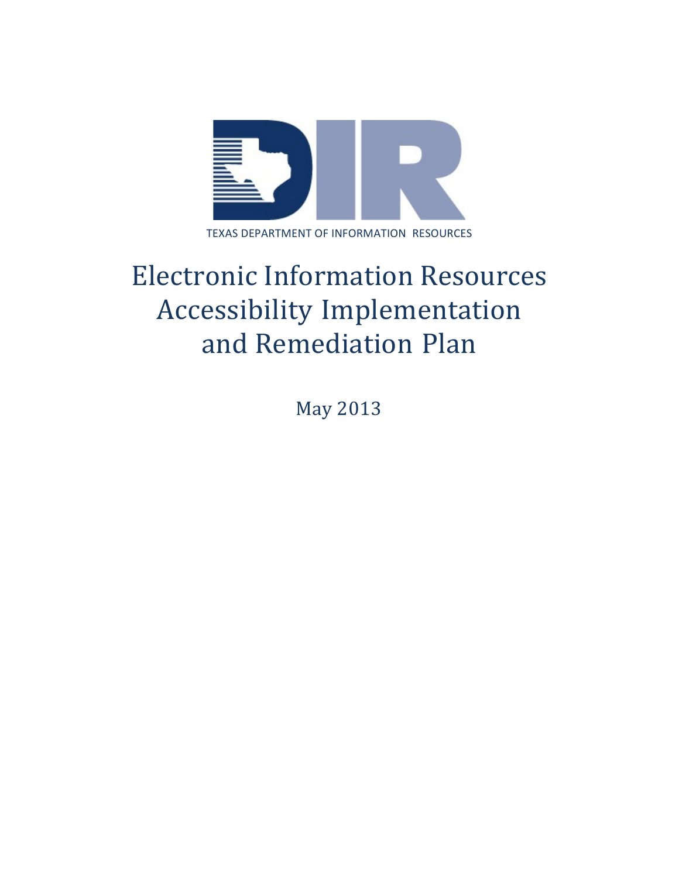TEXAS DEPARTMENT OF INFORMATION RESOURCES

# Electronic Information Resources Accessibility Implementation and Remediation Plan

May 2013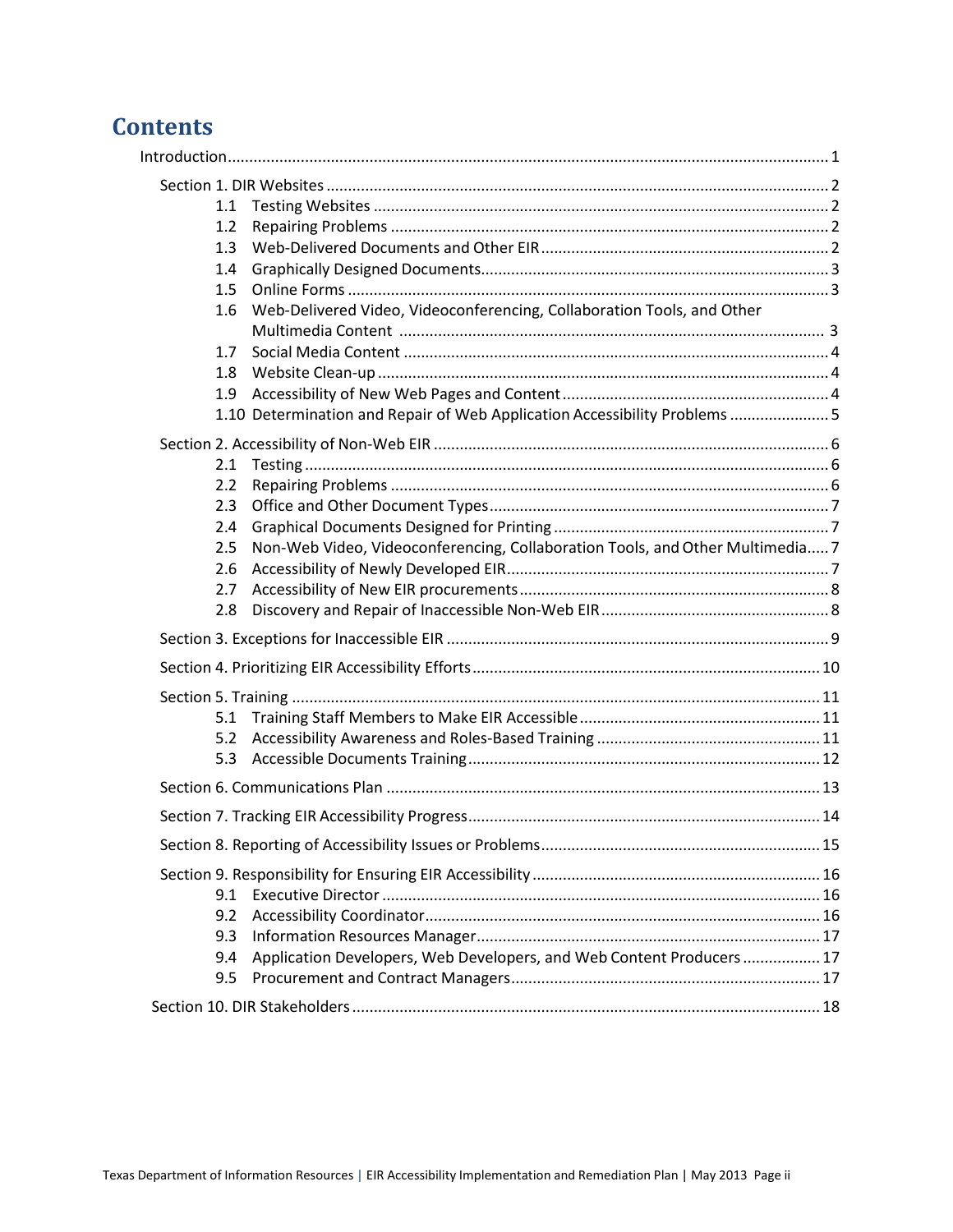# Contents

- Introduction ... 1
  - Section 1. DIR Websites ... 2
    - 1.1 Testing Websites ... 2
    - 1.2 Repairing Problems ... 2
    - 1.3 Web-Delivered Documents and Other EIR ... 2
    - 1.4 Graphically Designed Documents ... 3
    - 1.5 Online Forms ... 3
    - 1.6 Web-Delivered Video, Videoconferencing, Collaboration Tools, and Other Multimedia Content ... 3
    - 1.7 Social Media Content ... 4
    - 1.8 Website Clean-up ... 4
    - 1.9 Accessibility of New Web Pages and Content ... 4
    - 1.10 Determination and Repair of Web Application Accessibility Problems ... 5
  - Section 2. Accessibility of Non-Web EIR ... 6
    - 2.1 Testing ... 6
    - 2.2 Repairing Problems ... 6
    - 2.3 Office and Other Document Types ... 7
    - 2.4 Graphical Documents Designed for Printing ... 7
    - 2.5 Non-Web Video, Videoconferencing, Collaboration Tools, and Other Multimedia ... 7
    - 2.6 Accessibility of Newly Developed EIR ... 7
    - 2.7 Accessibility of New EIR procurements ... 8
    - 2.8 Discovery and Repair of Inaccessible Non-Web EIR ... 8
  - Section 3. Exceptions for Inaccessible EIR ... 9
  - Section 4. Prioritizing EIR Accessibility Efforts ... 10
  - Section 5. Training ... 11
    - 5.1 Training Staff Members to Make EIR Accessible ... 11
    - 5.2 Accessibility Awareness and Roles-Based Training ... 11
    - 5.3 Accessible Documents Training ... 12
  - Section 6. Communications Plan ... 13
  - Section 7. Tracking EIR Accessibility Progress ... 14
  - Section 8. Reporting of Accessibility Issues or Problems ... 15
  - Section 9. Responsibility for Ensuring EIR Accessibility ... 16
    - 9.1 Executive Director ... 16
    - 9.2 Accessibility Coordinator ... 16
    - 9.3 Information Resources Manager ... 17
    - 9.4 Application Developers, Web Developers, and Web Content Producers ... 17
    - 9.5 Procurement and Contract Managers ... 17
  - Section 10. DIR Stakeholders ... 18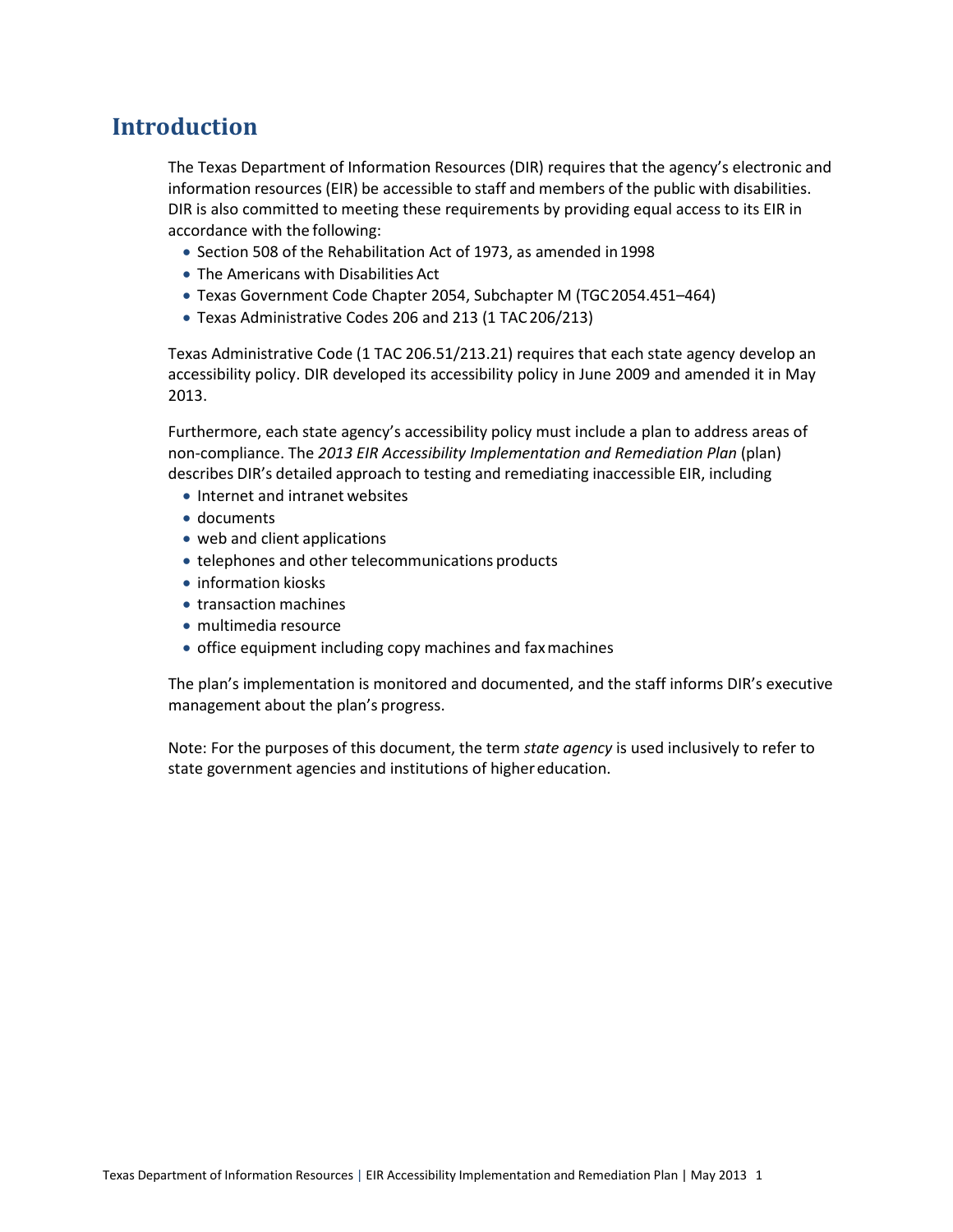# Introduction

The Texas Department of Information Resources (DIR) requires that the agency's electronic and information resources (EIR) be accessible to staff and members of the public with disabilities. DIR is also committed to meeting these requirements by providing equal access to its EIR in accordance with the following:

- Section 508 of the Rehabilitation Act of 1973, as amended in 1998
- The Americans with Disabilities Act
- Texas Government Code Chapter 2054, Subchapter M (TGC 2054.451–464)
- Texas Administrative Codes 206 and 213 (1 TAC 206/213)

Texas Administrative Code (1 TAC 206.51/213.21) requires that each state agency develop an accessibility policy. DIR developed its accessibility policy in June 2009 and amended it in May 2013.

Furthermore, each state agency's accessibility policy must include a plan to address areas of non-compliance. The *2013 EIR Accessibility Implementation and Remediation Plan* (plan) describes DIR's detailed approach to testing and remediating inaccessible EIR, including

- Internet and intranet websites
- documents
- web and client applications
- telephones and other telecommunications products
- information kiosks
- transaction machines
- multimedia resource
- office equipment including copy machines and fax machines

The plan's implementation is monitored and documented, and the staff informs DIR's executive management about the plan's progress.

Note: For the purposes of this document, the term *state agency* is used inclusively to refer to state government agencies and institutions of higher education.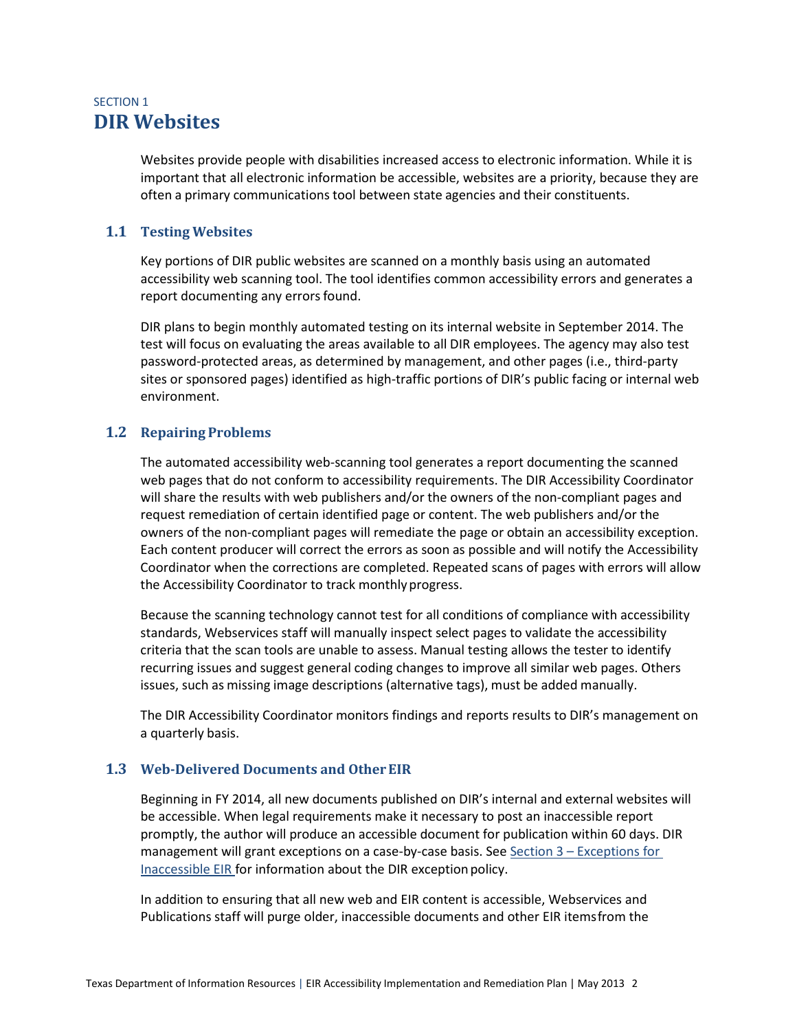SECTION 1

# DIR Websites

Websites provide people with disabilities increased access to electronic information. While it is important that all electronic information be accessible, websites are a priority, because they are often a primary communications tool between state agencies and their constituents.

## 1.1 Testing Websites

Key portions of DIR public websites are scanned on a monthly basis using an automated accessibility web scanning tool. The tool identifies common accessibility errors and generates a report documenting any errors found.

DIR plans to begin monthly automated testing on its internal website in September 2014. The test will focus on evaluating the areas available to all DIR employees. The agency may also test password-protected areas, as determined by management, and other pages (i.e., third-party sites or sponsored pages) identified as high-traffic portions of DIR's public facing or internal web environment.

## 1.2 Repairing Problems

The automated accessibility web-scanning tool generates a report documenting the scanned web pages that do not conform to accessibility requirements. The DIR Accessibility Coordinator will share the results with web publishers and/or the owners of the non-compliant pages and request remediation of certain identified page or content. The web publishers and/or the owners of the non-compliant pages will remediate the page or obtain an accessibility exception. Each content producer will correct the errors as soon as possible and will notify the Accessibility Coordinator when the corrections are completed. Repeated scans of pages with errors will allow the Accessibility Coordinator to track monthly progress.

Because the scanning technology cannot test for all conditions of compliance with accessibility standards, Webservices staff will manually inspect select pages to validate the accessibility criteria that the scan tools are unable to assess. Manual testing allows the tester to identify recurring issues and suggest general coding changes to improve all similar web pages. Others issues, such as missing image descriptions (alternative tags), must be added manually.

The DIR Accessibility Coordinator monitors findings and reports results to DIR's management on a quarterly basis.

## 1.3 Web-Delivered Documents and Other EIR

Beginning in FY 2014, all new documents published on DIR's internal and external websites will be accessible. When legal requirements make it necessary to post an inaccessible report promptly, the author will produce an accessible document for publication within 60 days. DIR management will grant exceptions on a case-by-case basis. See Section 3 – Exceptions for Inaccessible EIR for information about the DIR exception policy.

In addition to ensuring that all new web and EIR content is accessible, Webservices and Publications staff will purge older, inaccessible documents and other EIR items from the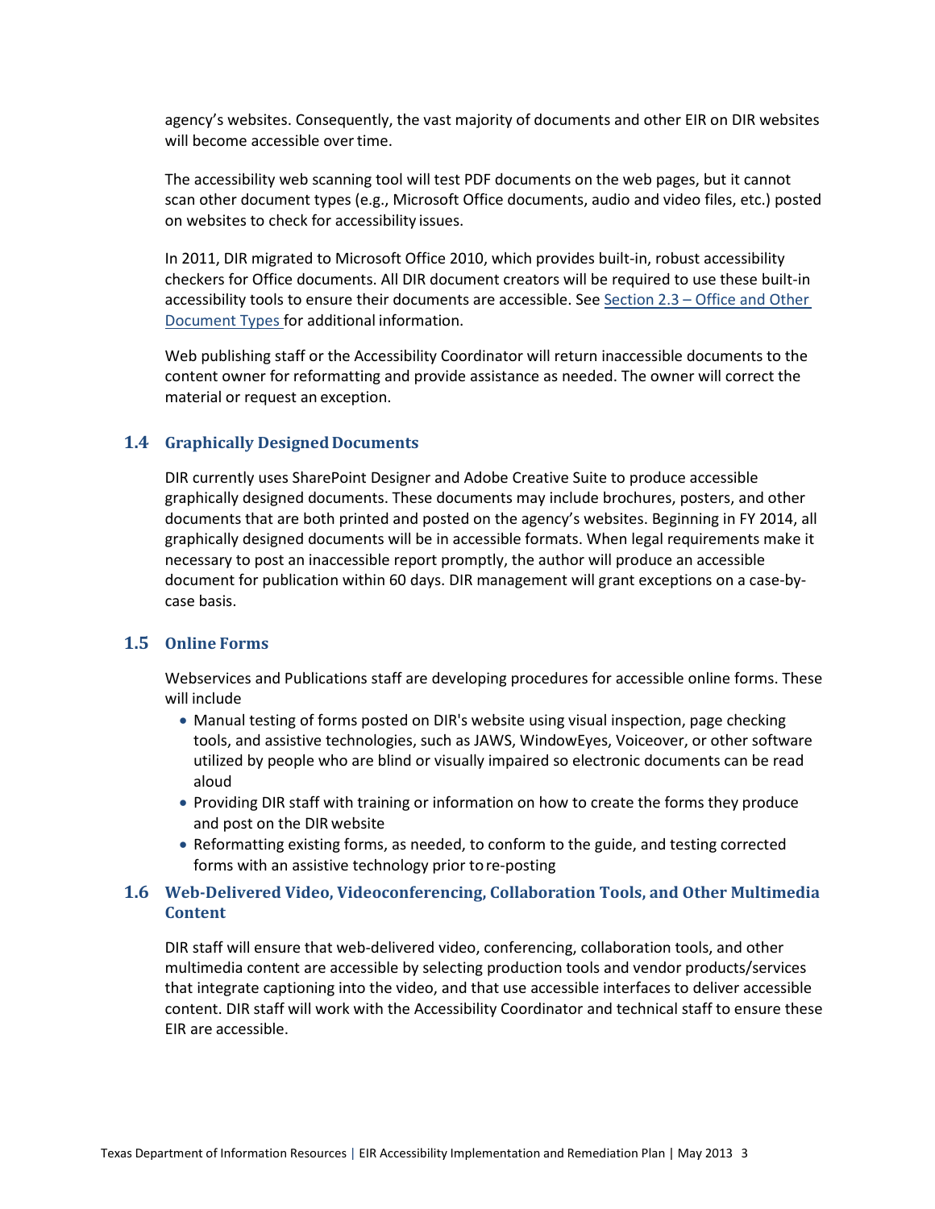agency's websites. Consequently, the vast majority of documents and other EIR on DIR websites will become accessible over time.

The accessibility web scanning tool will test PDF documents on the web pages, but it cannot scan other document types (e.g., Microsoft Office documents, audio and video files, etc.) posted on websites to check for accessibility issues.

In 2011, DIR migrated to Microsoft Office 2010, which provides built-in, robust accessibility checkers for Office documents. All DIR document creators will be required to use these built-in accessibility tools to ensure their documents are accessible. See Section 2.3 – Office and Other Document Types for additional information.

Web publishing staff or the Accessibility Coordinator will return inaccessible documents to the content owner for reformatting and provide assistance as needed. The owner will correct the material or request an exception.

### 1.4 Graphically Designed Documents

DIR currently uses SharePoint Designer and Adobe Creative Suite to produce accessible graphically designed documents. These documents may include brochures, posters, and other documents that are both printed and posted on the agency's websites. Beginning in FY 2014, all graphically designed documents will be in accessible formats. When legal requirements make it necessary to post an inaccessible report promptly, the author will produce an accessible document for publication within 60 days. DIR management will grant exceptions on a case-by-case basis.

### 1.5 Online Forms

Webservices and Publications staff are developing procedures for accessible online forms. These will include

- Manual testing of forms posted on DIR's website using visual inspection, page checking tools, and assistive technologies, such as JAWS, WindowEyes, Voiceover, or other software utilized by people who are blind or visually impaired so electronic documents can be read aloud
- Providing DIR staff with training or information on how to create the forms they produce and post on the DIR website
- Reformatting existing forms, as needed, to conform to the guide, and testing corrected forms with an assistive technology prior to re-posting

### 1.6 Web-Delivered Video, Videoconferencing, Collaboration Tools, and Other Multimedia Content

DIR staff will ensure that web-delivered video, conferencing, collaboration tools, and other multimedia content are accessible by selecting production tools and vendor products/services that integrate captioning into the video, and that use accessible interfaces to deliver accessible content. DIR staff will work with the Accessibility Coordinator and technical staff to ensure these EIR are accessible.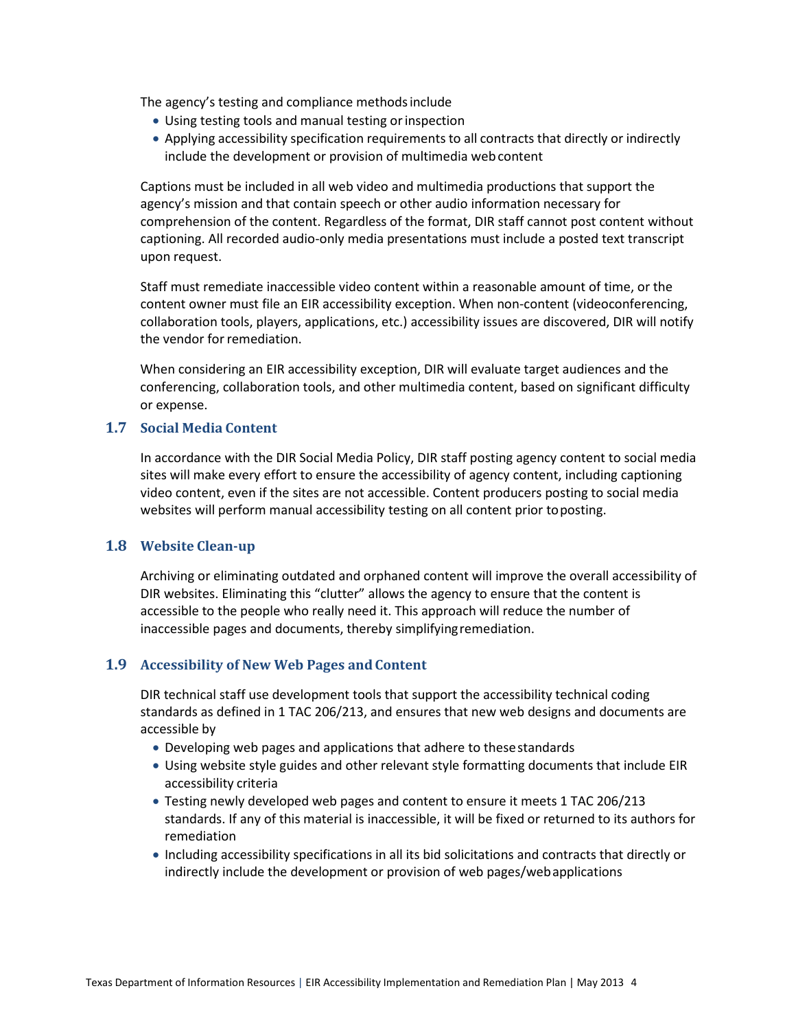The agency's testing and compliance methods include

- Using testing tools and manual testing or inspection
- Applying accessibility specification requirements to all contracts that directly or indirectly include the development or provision of multimedia web content

Captions must be included in all web video and multimedia productions that support the agency's mission and that contain speech or other audio information necessary for comprehension of the content. Regardless of the format, DIR staff cannot post content without captioning. All recorded audio-only media presentations must include a posted text transcript upon request.

Staff must remediate inaccessible video content within a reasonable amount of time, or the content owner must file an EIR accessibility exception. When non-content (videoconferencing, collaboration tools, players, applications, etc.) accessibility issues are discovered, DIR will notify the vendor for remediation.

When considering an EIR accessibility exception, DIR will evaluate target audiences and the conferencing, collaboration tools, and other multimedia content, based on significant difficulty or expense.

## 1.7 Social Media Content

In accordance with the DIR Social Media Policy, DIR staff posting agency content to social media sites will make every effort to ensure the accessibility of agency content, including captioning video content, even if the sites are not accessible. Content producers posting to social media websites will perform manual accessibility testing on all content prior to posting.

## 1.8 Website Clean-up

Archiving or eliminating outdated and orphaned content will improve the overall accessibility of DIR websites. Eliminating this "clutter" allows the agency to ensure that the content is accessible to the people who really need it. This approach will reduce the number of inaccessible pages and documents, thereby simplifying remediation.

## 1.9 Accessibility of New Web Pages and Content

DIR technical staff use development tools that support the accessibility technical coding standards as defined in 1 TAC 206/213, and ensures that new web designs and documents are accessible by

- Developing web pages and applications that adhere to these standards
- Using website style guides and other relevant style formatting documents that include EIR accessibility criteria
- Testing newly developed web pages and content to ensure it meets 1 TAC 206/213 standards. If any of this material is inaccessible, it will be fixed or returned to its authors for remediation
- Including accessibility specifications in all its bid solicitations and contracts that directly or indirectly include the development or provision of web pages/web applications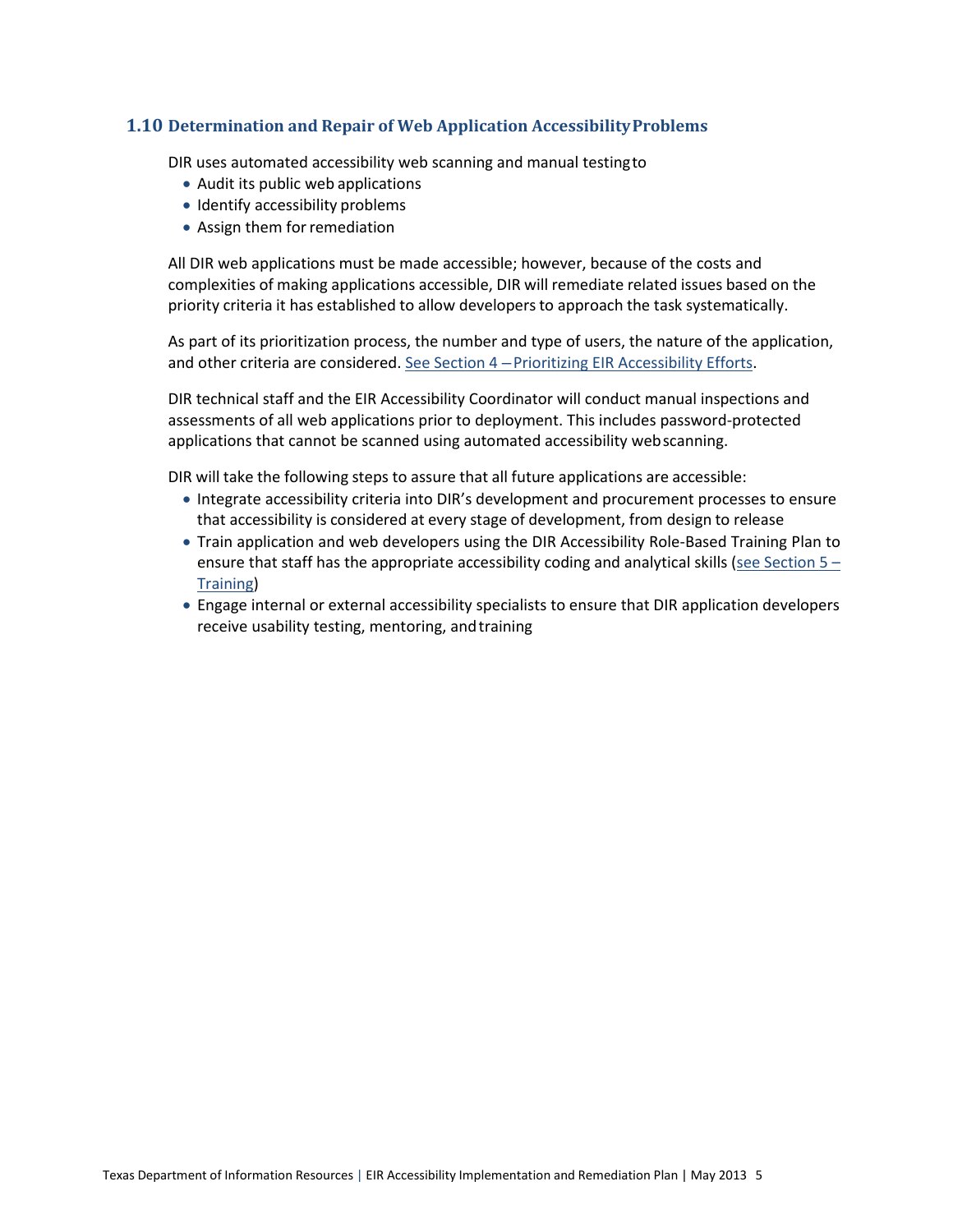## 1.10 Determination and Repair of Web Application Accessibility Problems

DIR uses automated accessibility web scanning and manual testing to

- Audit its public web applications
- Identify accessibility problems
- Assign them for remediation

All DIR web applications must be made accessible; however, because of the costs and complexities of making applications accessible, DIR will remediate related issues based on the priority criteria it has established to allow developers to approach the task systematically.

As part of its prioritization process, the number and type of users, the nature of the application, and other criteria are considered. See Section 4 – Prioritizing EIR Accessibility Efforts.

DIR technical staff and the EIR Accessibility Coordinator will conduct manual inspections and assessments of all web applications prior to deployment. This includes password-protected applications that cannot be scanned using automated accessibility web scanning.

DIR will take the following steps to assure that all future applications are accessible:

- Integrate accessibility criteria into DIR's development and procurement processes to ensure that accessibility is considered at every stage of development, from design to release
- Train application and web developers using the DIR Accessibility Role-Based Training Plan to ensure that staff has the appropriate accessibility coding and analytical skills (see Section 5 – Training)
- Engage internal or external accessibility specialists to ensure that DIR application developers receive usability testing, mentoring, and training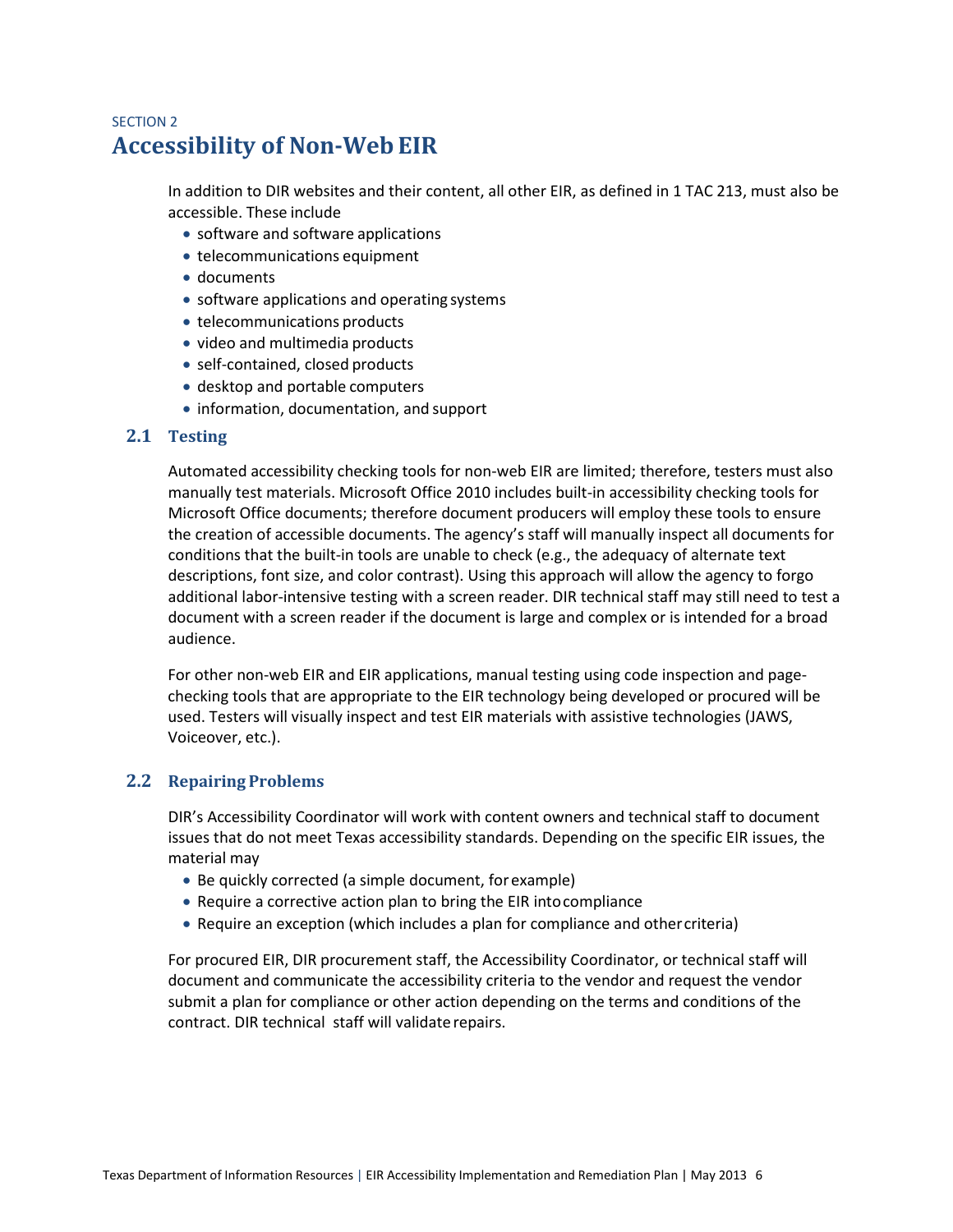SECTION 2

# Accessibility of Non-Web EIR

In addition to DIR websites and their content, all other EIR, as defined in 1 TAC 213, must also be accessible. These include

- software and software applications
- telecommunications equipment
- documents
- software applications and operating systems
- telecommunications products
- video and multimedia products
- self-contained, closed products
- desktop and portable computers
- information, documentation, and support

## 2.1 Testing

Automated accessibility checking tools for non-web EIR are limited; therefore, testers must also manually test materials. Microsoft Office 2010 includes built-in accessibility checking tools for Microsoft Office documents; therefore document producers will employ these tools to ensure the creation of accessible documents. The agency's staff will manually inspect all documents for conditions that the built-in tools are unable to check (e.g., the adequacy of alternate text descriptions, font size, and color contrast). Using this approach will allow the agency to forgo additional labor-intensive testing with a screen reader. DIR technical staff may still need to test a document with a screen reader if the document is large and complex or is intended for a broad audience.

For other non-web EIR and EIR applications, manual testing using code inspection and page-checking tools that are appropriate to the EIR technology being developed or procured will be used. Testers will visually inspect and test EIR materials with assistive technologies (JAWS, Voiceover, etc.).

## 2.2 Repairing Problems

DIR's Accessibility Coordinator will work with content owners and technical staff to document issues that do not meet Texas accessibility standards. Depending on the specific EIR issues, the material may

- Be quickly corrected (a simple document, for example)
- Require a corrective action plan to bring the EIR into compliance
- Require an exception (which includes a plan for compliance and other criteria)

For procured EIR, DIR procurement staff, the Accessibility Coordinator, or technical staff will document and communicate the accessibility criteria to the vendor and request the vendor submit a plan for compliance or other action depending on the terms and conditions of the contract. DIR technical staff will validate repairs.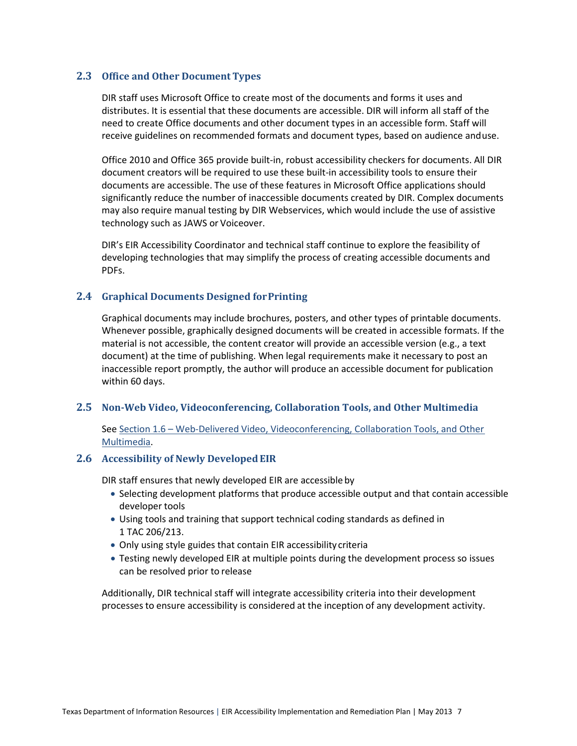## 2.3 Office and Other Document Types

DIR staff uses Microsoft Office to create most of the documents and forms it uses and distributes. It is essential that these documents are accessible. DIR will inform all staff of the need to create Office documents and other document types in an accessible form. Staff will receive guidelines on recommended formats and document types, based on audience and use.

Office 2010 and Office 365 provide built-in, robust accessibility checkers for documents. All DIR document creators will be required to use these built-in accessibility tools to ensure their documents are accessible. The use of these features in Microsoft Office applications should significantly reduce the number of inaccessible documents created by DIR. Complex documents may also require manual testing by DIR Webservices, which would include the use of assistive technology such as JAWS or Voiceover.

DIR's EIR Accessibility Coordinator and technical staff continue to explore the feasibility of developing technologies that may simplify the process of creating accessible documents and PDFs.

## 2.4 Graphical Documents Designed for Printing

Graphical documents may include brochures, posters, and other types of printable documents. Whenever possible, graphically designed documents will be created in accessible formats. If the material is not accessible, the content creator will provide an accessible version (e.g., a text document) at the time of publishing. When legal requirements make it necessary to post an inaccessible report promptly, the author will produce an accessible document for publication within 60 days.

## 2.5 Non-Web Video, Videoconferencing, Collaboration Tools, and Other Multimedia

See Section 1.6 – Web-Delivered Video, Videoconferencing, Collaboration Tools, and Other Multimedia.

## 2.6 Accessibility of Newly Developed EIR

DIR staff ensures that newly developed EIR are accessible by

- Selecting development platforms that produce accessible output and that contain accessible developer tools
- Using tools and training that support technical coding standards as defined in 1 TAC 206/213.
- Only using style guides that contain EIR accessibility criteria
- Testing newly developed EIR at multiple points during the development process so issues can be resolved prior to release

Additionally, DIR technical staff will integrate accessibility criteria into their development processes to ensure accessibility is considered at the inception of any development activity.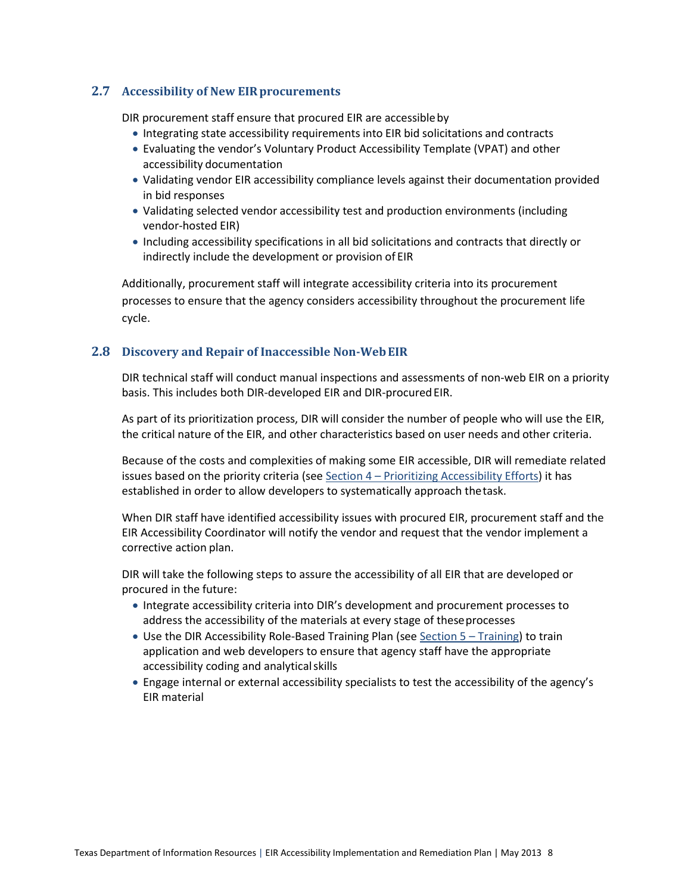### 2.7 Accessibility of New EIR procurements

DIR procurement staff ensure that procured EIR are accessible by

- Integrating state accessibility requirements into EIR bid solicitations and contracts
- Evaluating the vendor's Voluntary Product Accessibility Template (VPAT) and other accessibility documentation
- Validating vendor EIR accessibility compliance levels against their documentation provided in bid responses
- Validating selected vendor accessibility test and production environments (including vendor-hosted EIR)
- Including accessibility specifications in all bid solicitations and contracts that directly or indirectly include the development or provision of EIR

Additionally, procurement staff will integrate accessibility criteria into its procurement processes to ensure that the agency considers accessibility throughout the procurement life cycle.

### 2.8 Discovery and Repair of Inaccessible Non-Web EIR

DIR technical staff will conduct manual inspections and assessments of non-web EIR on a priority basis. This includes both DIR-developed EIR and DIR-procured EIR.

As part of its prioritization process, DIR will consider the number of people who will use the EIR, the critical nature of the EIR, and other characteristics based on user needs and other criteria.

Because of the costs and complexities of making some EIR accessible, DIR will remediate related issues based on the priority criteria (see Section 4 – Prioritizing Accessibility Efforts) it has established in order to allow developers to systematically approach the task.

When DIR staff have identified accessibility issues with procured EIR, procurement staff and the EIR Accessibility Coordinator will notify the vendor and request that the vendor implement a corrective action plan.

DIR will take the following steps to assure the accessibility of all EIR that are developed or procured in the future:

- Integrate accessibility criteria into DIR's development and procurement processes to address the accessibility of the materials at every stage of these processes
- Use the DIR Accessibility Role-Based Training Plan (see Section 5 – Training) to train application and web developers to ensure that agency staff have the appropriate accessibility coding and analytical skills
- Engage internal or external accessibility specialists to test the accessibility of the agency's EIR material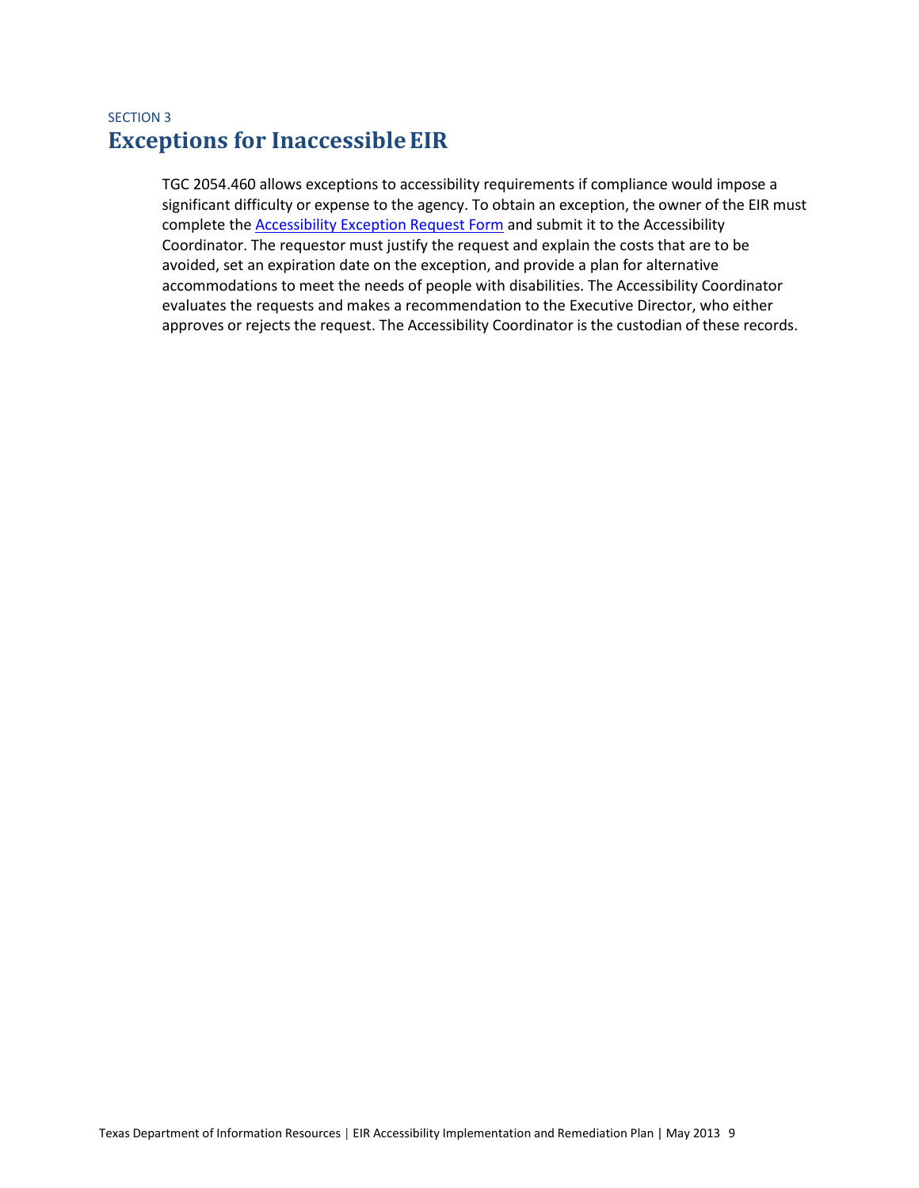SECTION 3

## Exceptions for Inaccessible EIR

TGC 2054.460 allows exceptions to accessibility requirements if compliance would impose a significant difficulty or expense to the agency. To obtain an exception, the owner of the EIR must complete the Accessibility Exception Request Form and submit it to the Accessibility Coordinator. The requestor must justify the request and explain the costs that are to be avoided, set an expiration date on the exception, and provide a plan for alternative accommodations to meet the needs of people with disabilities. The Accessibility Coordinator evaluates the requests and makes a recommendation to the Executive Director, who either approves or rejects the request. The Accessibility Coordinator is the custodian of these records.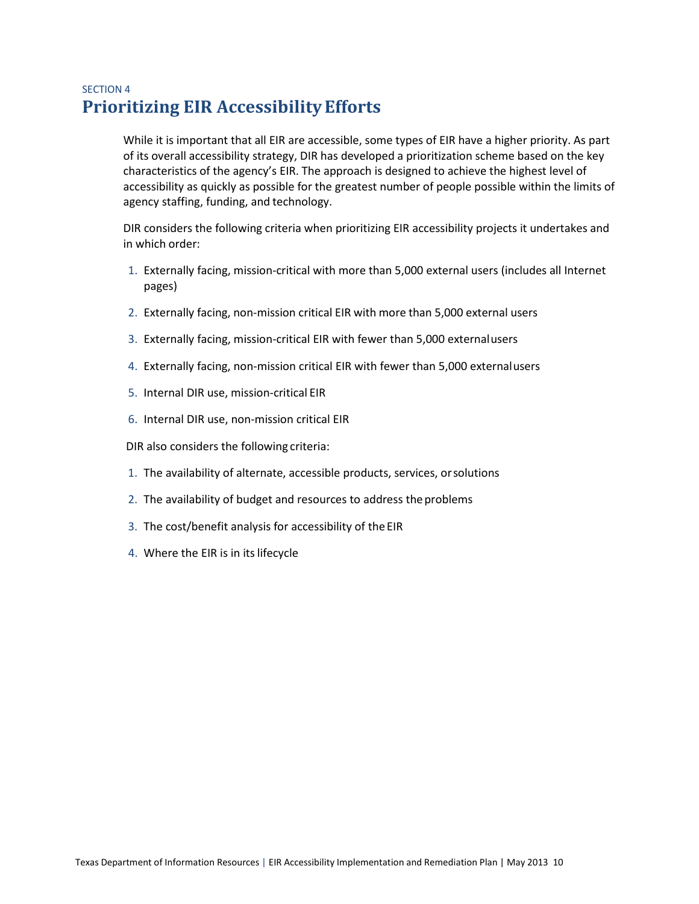SECTION 4

# Prioritizing EIR Accessibility Efforts

While it is important that all EIR are accessible, some types of EIR have a higher priority. As part of its overall accessibility strategy, DIR has developed a prioritization scheme based on the key characteristics of the agency's EIR. The approach is designed to achieve the highest level of accessibility as quickly as possible for the greatest number of people possible within the limits of agency staffing, funding, and technology.

DIR considers the following criteria when prioritizing EIR accessibility projects it undertakes and in which order:

1. Externally facing, mission-critical with more than 5,000 external users (includes all Internet pages)
2. Externally facing, non-mission critical EIR with more than 5,000 external users
3. Externally facing, mission-critical EIR with fewer than 5,000 external users
4. Externally facing, non-mission critical EIR with fewer than 5,000 external users
5. Internal DIR use, mission-critical EIR
6. Internal DIR use, non-mission critical EIR

DIR also considers the following criteria:

1. The availability of alternate, accessible products, services, or solutions
2. The availability of budget and resources to address the problems
3. The cost/benefit analysis for accessibility of the EIR
4. Where the EIR is in its lifecycle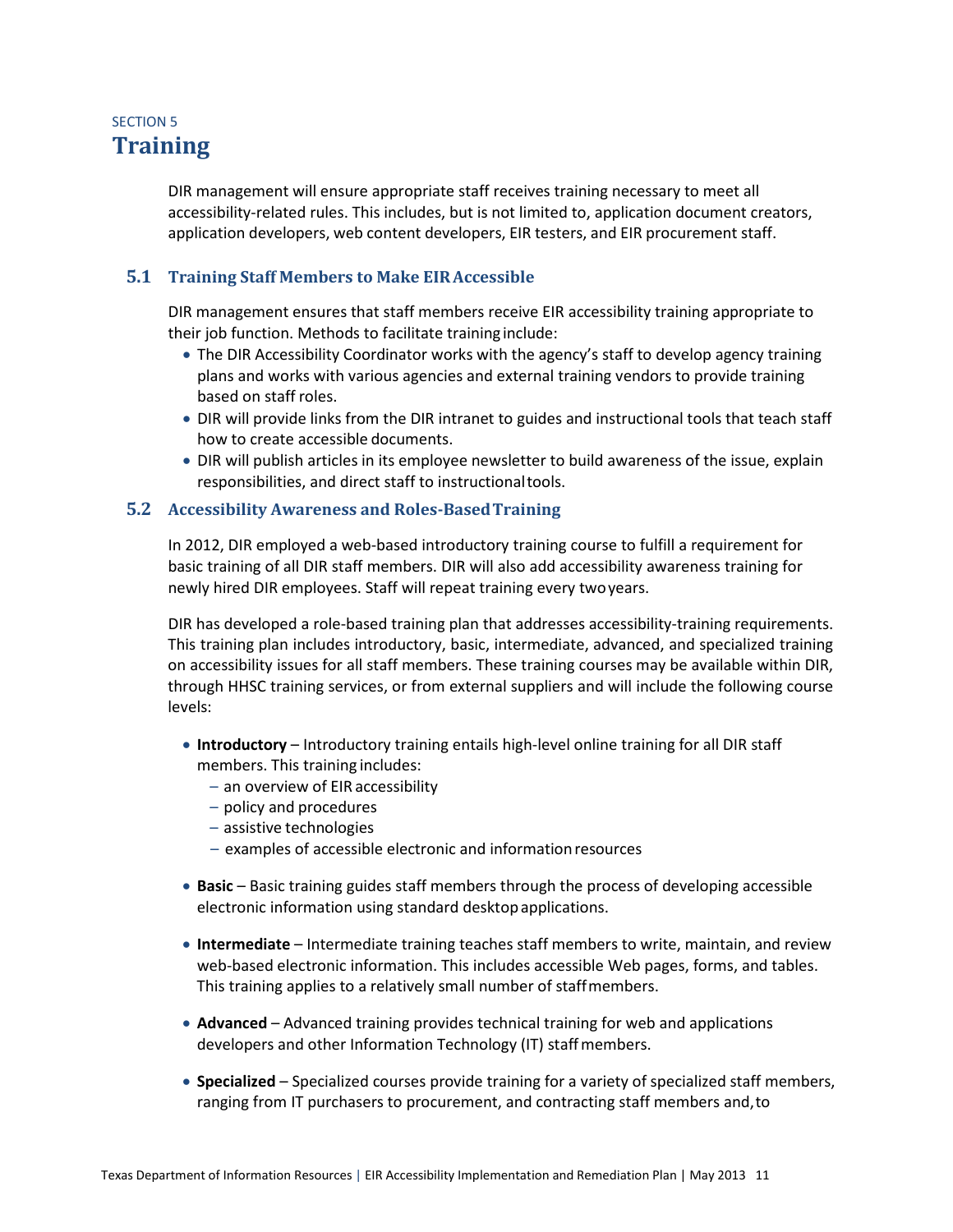SECTION 5

# Training

DIR management will ensure appropriate staff receives training necessary to meet all accessibility-related rules. This includes, but is not limited to, application document creators, application developers, web content developers, EIR testers, and EIR procurement staff.

## 5.1 Training Staff Members to Make EIR Accessible

DIR management ensures that staff members receive EIR accessibility training appropriate to their job function. Methods to facilitate training include:

- The DIR Accessibility Coordinator works with the agency's staff to develop agency training plans and works with various agencies and external training vendors to provide training based on staff roles.
- DIR will provide links from the DIR intranet to guides and instructional tools that teach staff how to create accessible documents.
- DIR will publish articles in its employee newsletter to build awareness of the issue, explain responsibilities, and direct staff to instructional tools.

## 5.2 Accessibility Awareness and Roles-Based Training

In 2012, DIR employed a web-based introductory training course to fulfill a requirement for basic training of all DIR staff members. DIR will also add accessibility awareness training for newly hired DIR employees. Staff will repeat training every two years.

DIR has developed a role-based training plan that addresses accessibility-training requirements. This training plan includes introductory, basic, intermediate, advanced, and specialized training on accessibility issues for all staff members. These training courses may be available within DIR, through HHSC training services, or from external suppliers and will include the following course levels:

- **Introductory** – Introductory training entails high-level online training for all DIR staff members. This training includes:
  - an overview of EIR accessibility
  - policy and procedures
  - assistive technologies
  - examples of accessible electronic and information resources

- **Basic** – Basic training guides staff members through the process of developing accessible electronic information using standard desktop applications.

- **Intermediate** – Intermediate training teaches staff members to write, maintain, and review web-based electronic information. This includes accessible Web pages, forms, and tables. This training applies to a relatively small number of staff members.

- **Advanced** – Advanced training provides technical training for web and applications developers and other Information Technology (IT) staff members.

- **Specialized** – Specialized courses provide training for a variety of specialized staff members, ranging from IT purchasers to procurement, and contracting staff members and, to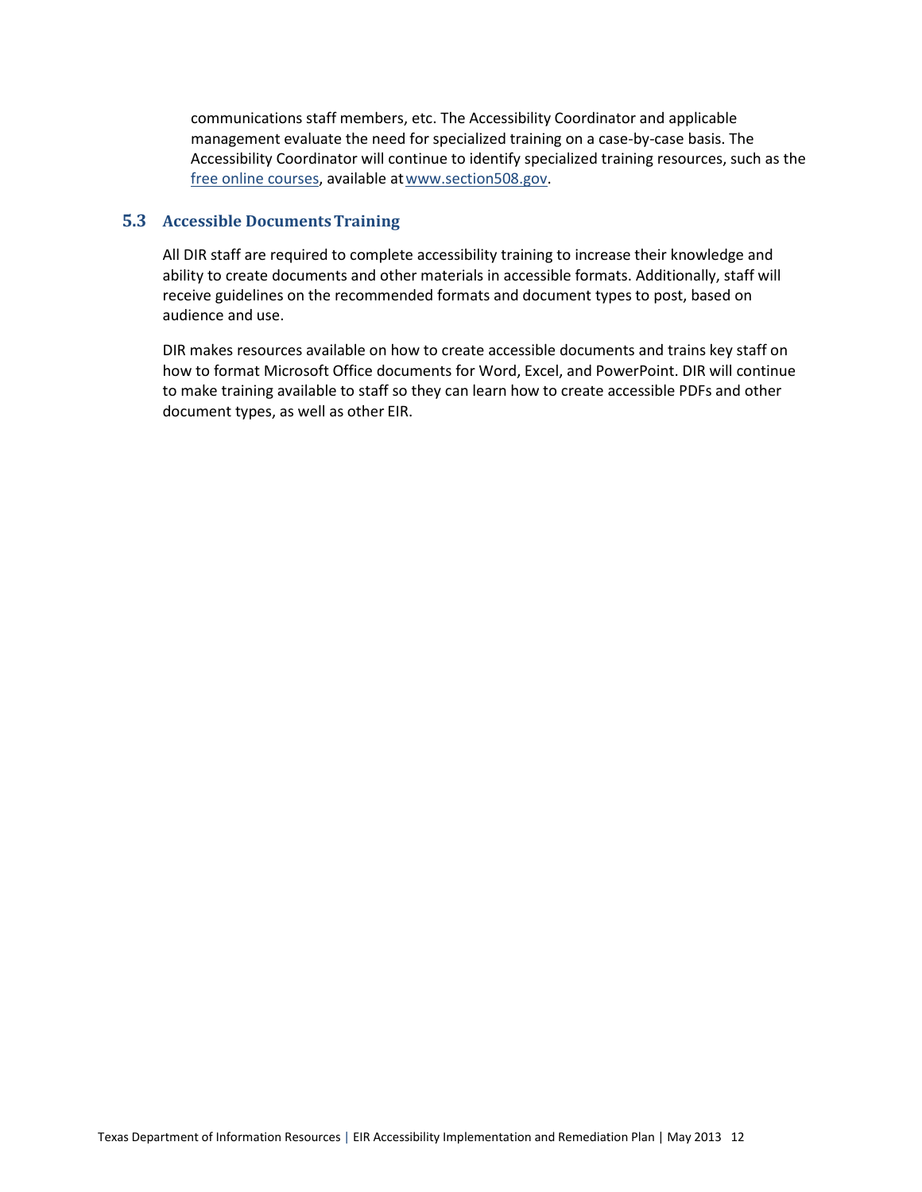communications staff members, etc. The Accessibility Coordinator and applicable management evaluate the need for specialized training on a case-by-case basis. The Accessibility Coordinator will continue to identify specialized training resources, such as the free online courses, available at www.section508.gov.

### 5.3 Accessible Documents Training

All DIR staff are required to complete accessibility training to increase their knowledge and ability to create documents and other materials in accessible formats. Additionally, staff will receive guidelines on the recommended formats and document types to post, based on audience and use.

DIR makes resources available on how to create accessible documents and trains key staff on how to format Microsoft Office documents for Word, Excel, and PowerPoint. DIR will continue to make training available to staff so they can learn how to create accessible PDFs and other document types, as well as other EIR.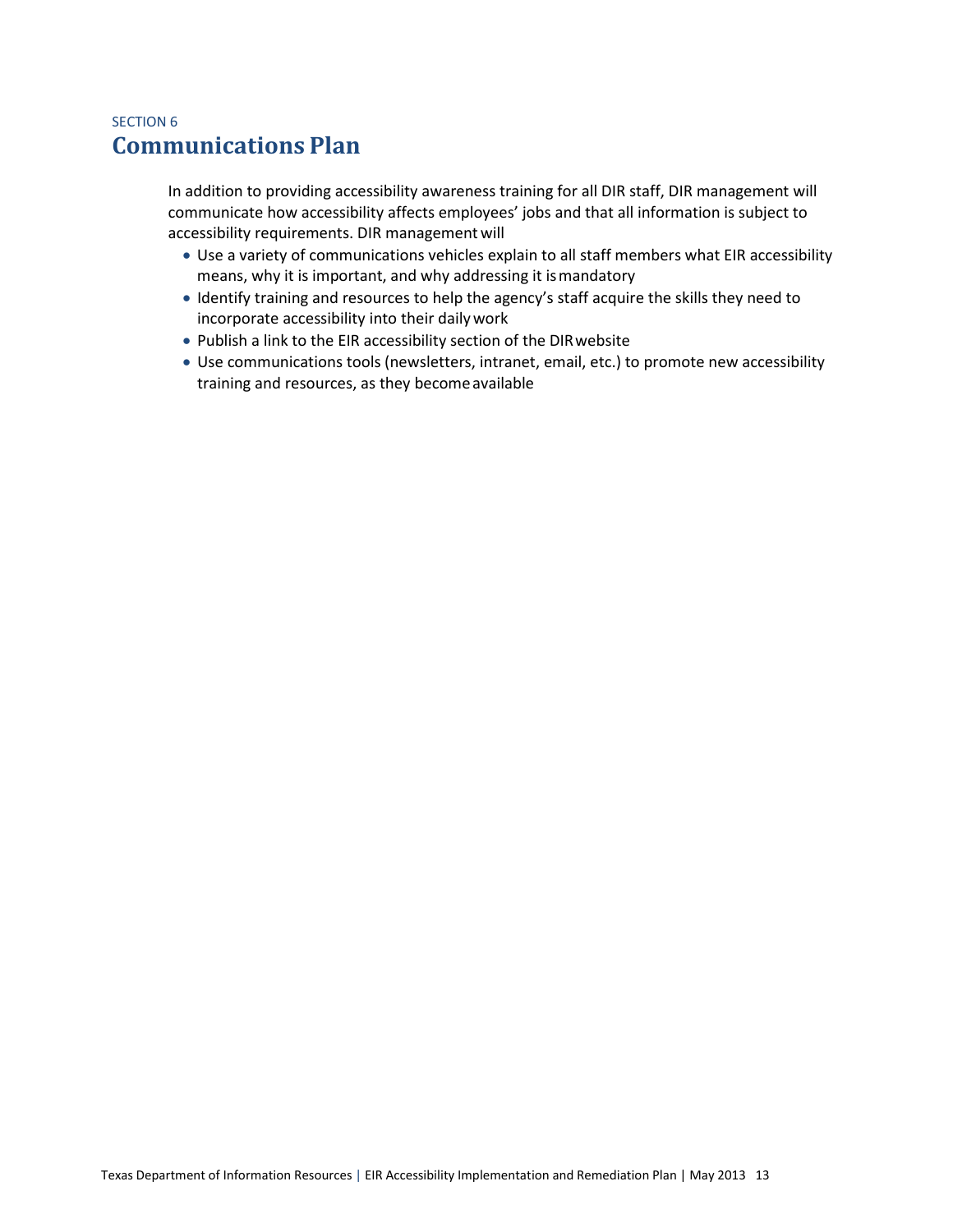SECTION 6

# Communications Plan

In addition to providing accessibility awareness training for all DIR staff, DIR management will communicate how accessibility affects employees' jobs and that all information is subject to accessibility requirements. DIR management will

- Use a variety of communications vehicles explain to all staff members what EIR accessibility means, why it is important, and why addressing it is mandatory
- Identify training and resources to help the agency's staff acquire the skills they need to incorporate accessibility into their daily work
- Publish a link to the EIR accessibility section of the DIR website
- Use communications tools (newsletters, intranet, email, etc.) to promote new accessibility training and resources, as they become available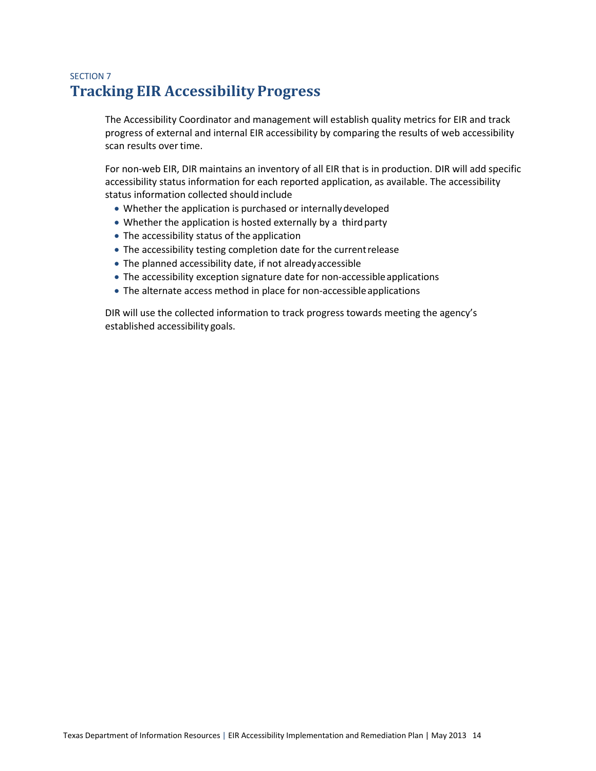SECTION 7

# Tracking EIR Accessibility Progress

The Accessibility Coordinator and management will establish quality metrics for EIR and track progress of external and internal EIR accessibility by comparing the results of web accessibility scan results over time.

For non-web EIR, DIR maintains an inventory of all EIR that is in production. DIR will add specific accessibility status information for each reported application, as available. The accessibility status information collected should include

- Whether the application is purchased or internally developed
- Whether the application is hosted externally by a third party
- The accessibility status of the application
- The accessibility testing completion date for the current release
- The planned accessibility date, if not already accessible
- The accessibility exception signature date for non-accessible applications
- The alternate access method in place for non-accessible applications

DIR will use the collected information to track progress towards meeting the agency's established accessibility goals.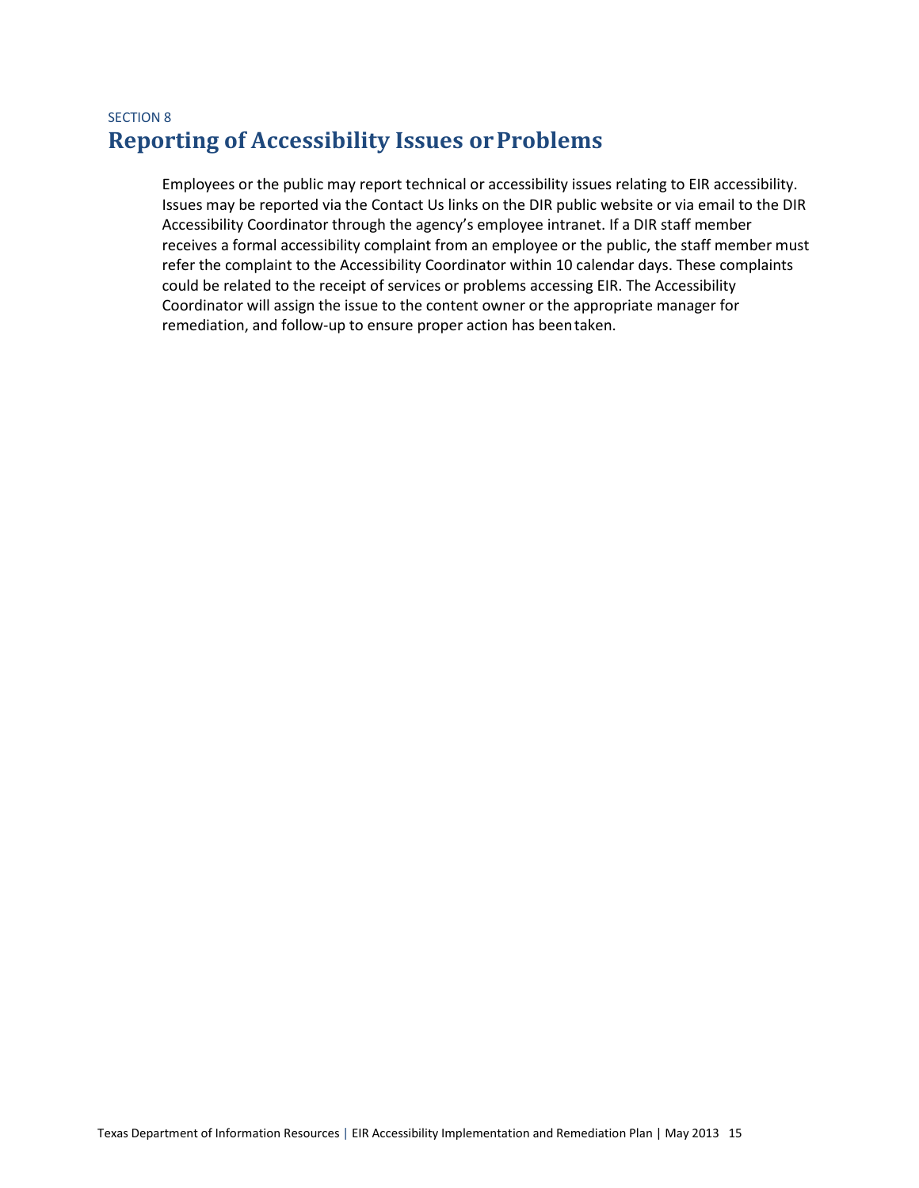SECTION 8

# Reporting of Accessibility Issues or Problems

Employees or the public may report technical or accessibility issues relating to EIR accessibility. Issues may be reported via the Contact Us links on the DIR public website or via email to the DIR Accessibility Coordinator through the agency's employee intranet. If a DIR staff member receives a formal accessibility complaint from an employee or the public, the staff member must refer the complaint to the Accessibility Coordinator within 10 calendar days. These complaints could be related to the receipt of services or problems accessing EIR. The Accessibility Coordinator will assign the issue to the content owner or the appropriate manager for remediation, and follow-up to ensure proper action has been taken.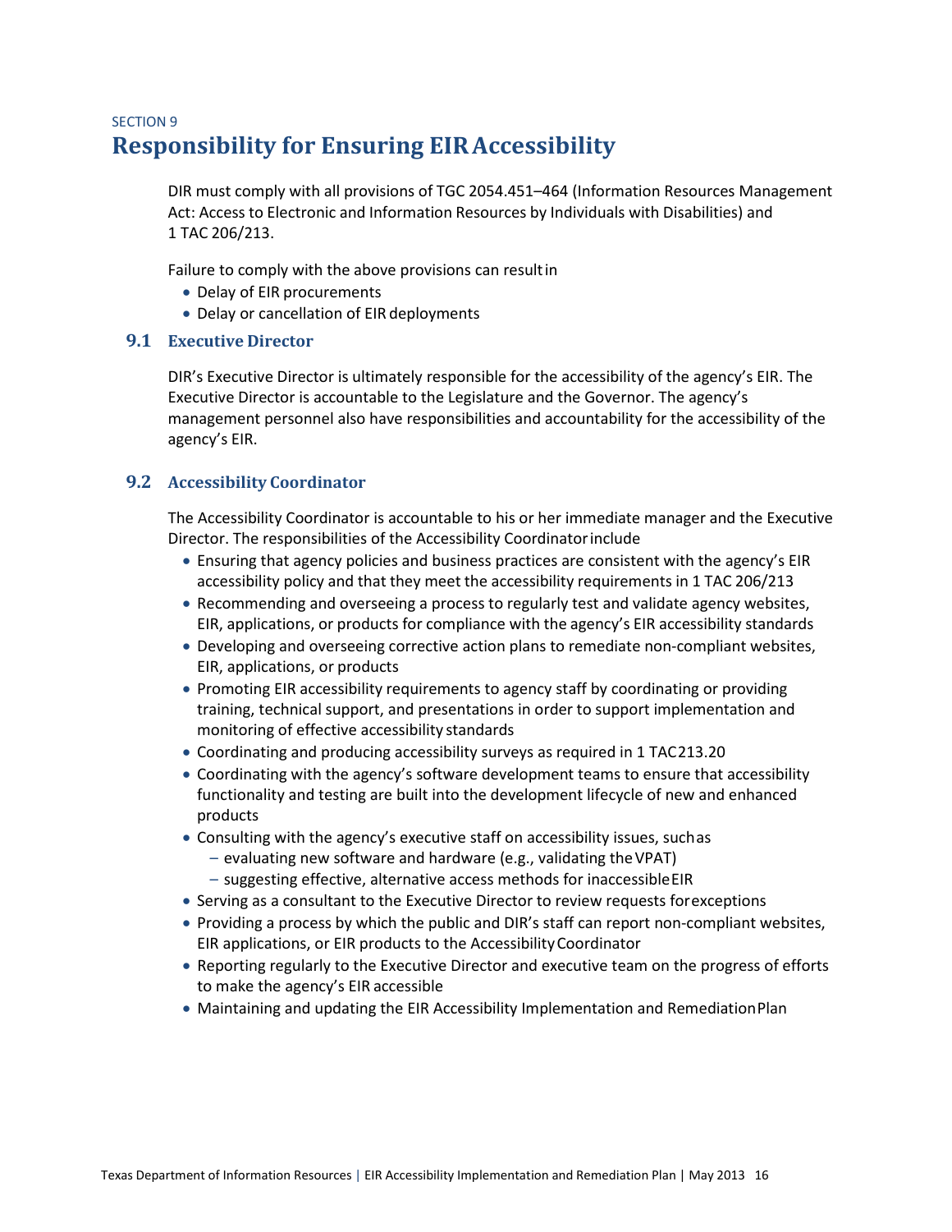SECTION 9

# Responsibility for Ensuring EIR Accessibility

DIR must comply with all provisions of TGC 2054.451–464 (Information Resources Management Act: Access to Electronic and Information Resources by Individuals with Disabilities) and 1 TAC 206/213.

Failure to comply with the above provisions can result in

- Delay of EIR procurements
- Delay or cancellation of EIR deployments

## 9.1 Executive Director

DIR's Executive Director is ultimately responsible for the accessibility of the agency's EIR. The Executive Director is accountable to the Legislature and the Governor. The agency's management personnel also have responsibilities and accountability for the accessibility of the agency's EIR.

## 9.2 Accessibility Coordinator

The Accessibility Coordinator is accountable to his or her immediate manager and the Executive Director. The responsibilities of the Accessibility Coordinator include

- Ensuring that agency policies and business practices are consistent with the agency's EIR accessibility policy and that they meet the accessibility requirements in 1 TAC 206/213
- Recommending and overseeing a process to regularly test and validate agency websites, EIR, applications, or products for compliance with the agency's EIR accessibility standards
- Developing and overseeing corrective action plans to remediate non-compliant websites, EIR, applications, or products
- Promoting EIR accessibility requirements to agency staff by coordinating or providing training, technical support, and presentations in order to support implementation and monitoring of effective accessibility standards
- Coordinating and producing accessibility surveys as required in 1 TAC 213.20
- Coordinating with the agency's software development teams to ensure that accessibility functionality and testing are built into the development lifecycle of new and enhanced products
- Consulting with the agency's executive staff on accessibility issues, such as
  - evaluating new software and hardware (e.g., validating the VPAT)
  - suggesting effective, alternative access methods for inaccessible EIR
- Serving as a consultant to the Executive Director to review requests for exceptions
- Providing a process by which the public and DIR's staff can report non-compliant websites, EIR applications, or EIR products to the Accessibility Coordinator
- Reporting regularly to the Executive Director and executive team on the progress of efforts to make the agency's EIR accessible
- Maintaining and updating the EIR Accessibility Implementation and Remediation Plan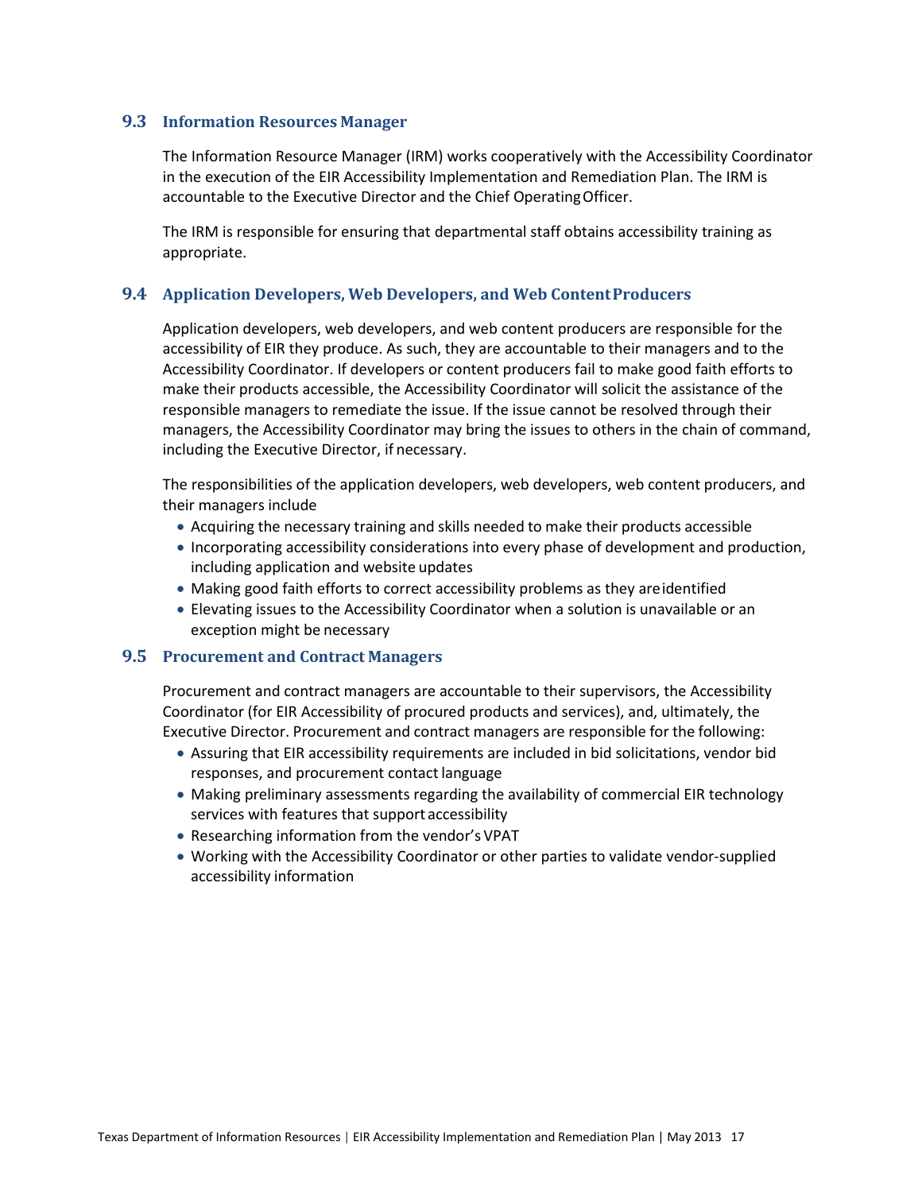## 9.3 Information Resources Manager

The Information Resource Manager (IRM) works cooperatively with the Accessibility Coordinator in the execution of the EIR Accessibility Implementation and Remediation Plan. The IRM is accountable to the Executive Director and the Chief Operating Officer.

The IRM is responsible for ensuring that departmental staff obtains accessibility training as appropriate.

## 9.4 Application Developers, Web Developers, and Web Content Producers

Application developers, web developers, and web content producers are responsible for the accessibility of EIR they produce. As such, they are accountable to their managers and to the Accessibility Coordinator. If developers or content producers fail to make good faith efforts to make their products accessible, the Accessibility Coordinator will solicit the assistance of the responsible managers to remediate the issue. If the issue cannot be resolved through their managers, the Accessibility Coordinator may bring the issues to others in the chain of command, including the Executive Director, if necessary.

The responsibilities of the application developers, web developers, web content producers, and their managers include

- Acquiring the necessary training and skills needed to make their products accessible
- Incorporating accessibility considerations into every phase of development and production, including application and website updates
- Making good faith efforts to correct accessibility problems as they are identified
- Elevating issues to the Accessibility Coordinator when a solution is unavailable or an exception might be necessary

## 9.5 Procurement and Contract Managers

Procurement and contract managers are accountable to their supervisors, the Accessibility Coordinator (for EIR Accessibility of procured products and services), and, ultimately, the Executive Director. Procurement and contract managers are responsible for the following:

- Assuring that EIR accessibility requirements are included in bid solicitations, vendor bid responses, and procurement contact language
- Making preliminary assessments regarding the availability of commercial EIR technology services with features that support accessibility
- Researching information from the vendor's VPAT
- Working with the Accessibility Coordinator or other parties to validate vendor-supplied accessibility information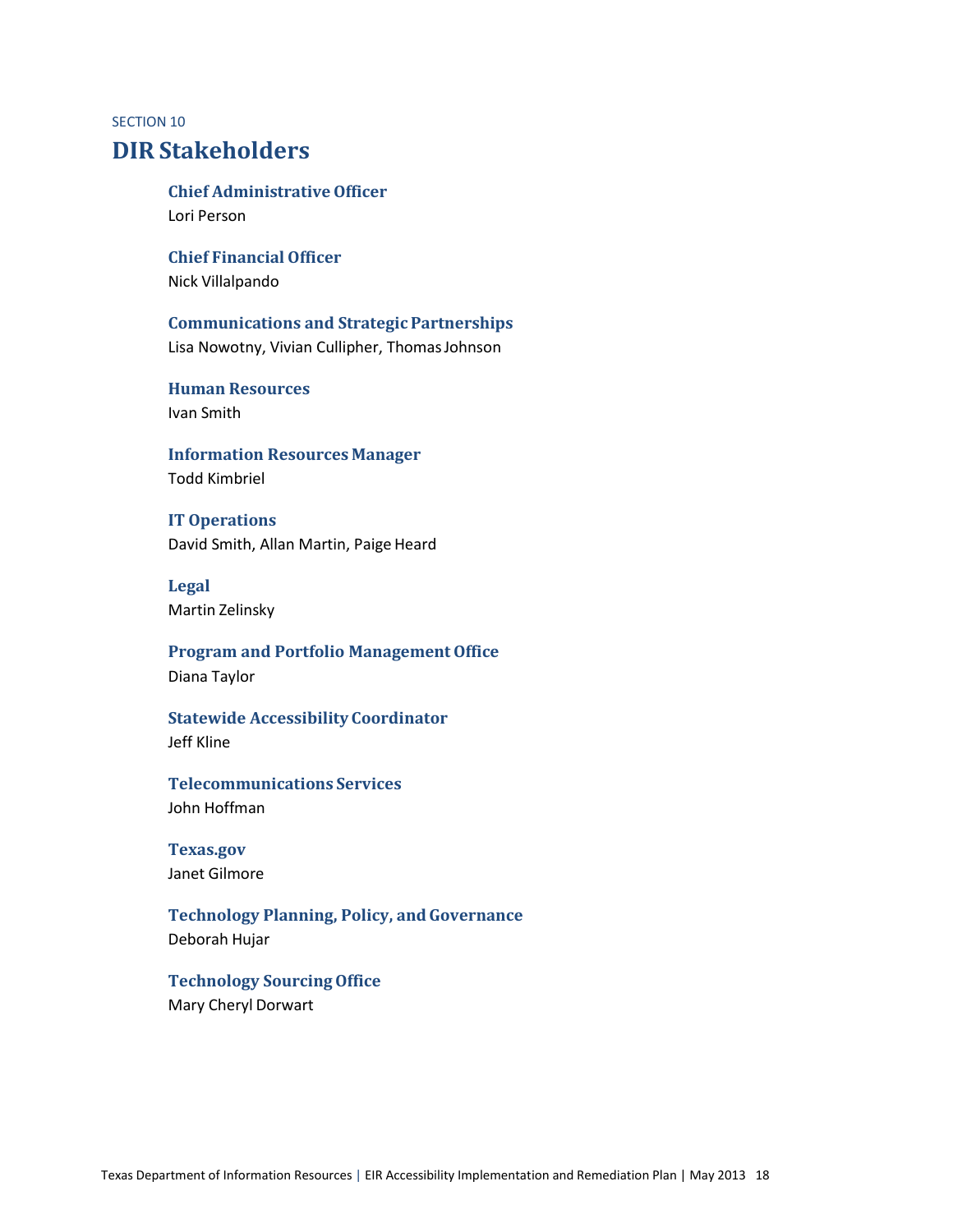SECTION 10

# DIR Stakeholders

### Chief Administrative Officer

Lori Person

### Chief Financial Officer

Nick Villalpando

### Communications and Strategic Partnerships

Lisa Nowotny, Vivian Cullipher, Thomas Johnson

### Human Resources

Ivan Smith

### Information Resources Manager

Todd Kimbriel

### IT Operations

David Smith, Allan Martin, Paige Heard

### Legal

Martin Zelinsky

### Program and Portfolio Management Office

Diana Taylor

### Statewide Accessibility Coordinator

Jeff Kline

### Telecommunications Services

John Hoffman

### Texas.gov

Janet Gilmore

### Technology Planning, Policy, and Governance

Deborah Hujar

### Technology Sourcing Office

Mary Cheryl Dorwart